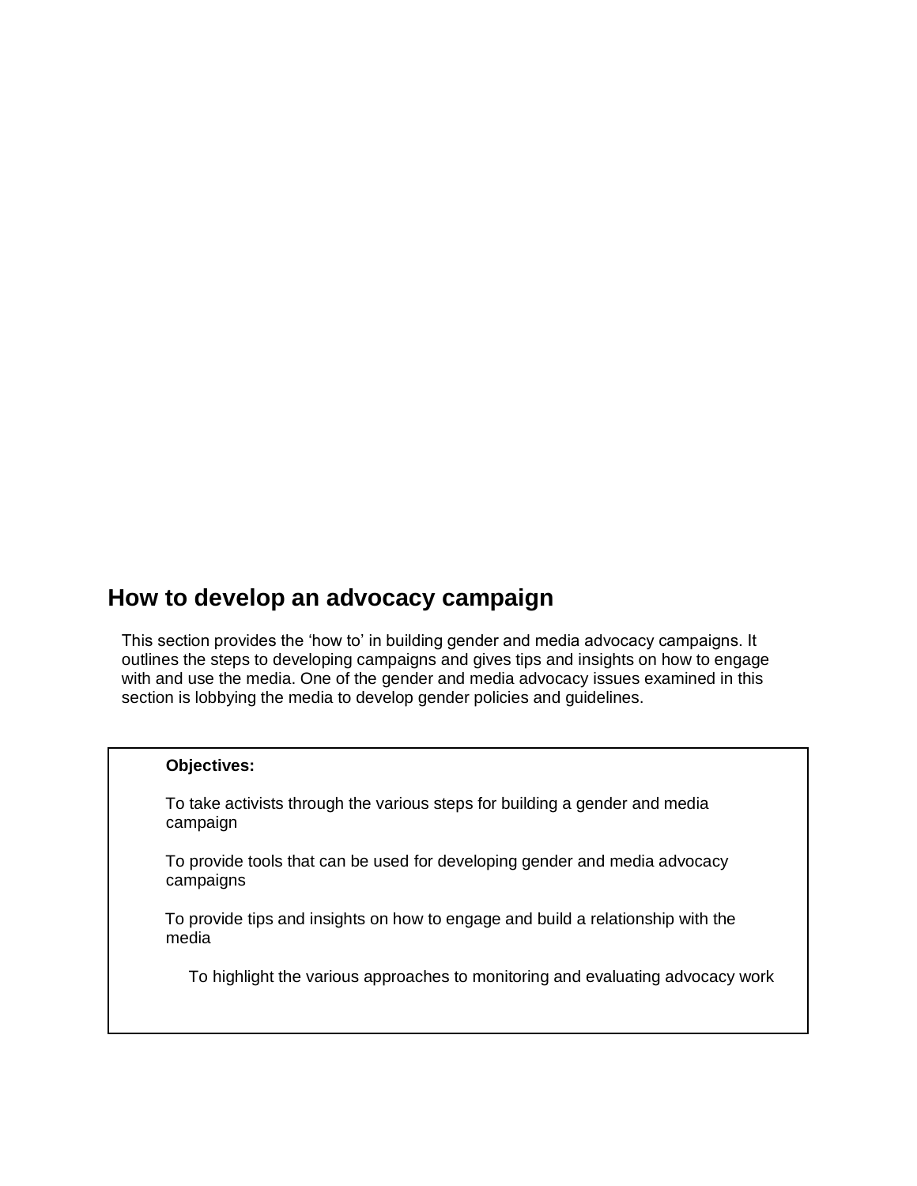# How to develop an advocacy campaign

This section provides the 'how to' in building gender and media advocacy campaigns. It outlines the steps to developing campaigns and gives tips and insights on how to engage with and use the media. One of the gender and media advocacy issues examined in this section is lobbying the media to develop gender policies and guidelines.

**Objectives:**

To take activists through the various steps for building a gender and media campaign

To provide tools that can be used for developing gender and media advocacy campaigns

To provide tips and insights on how to engage and build a relationship with the media

To highlight the various approaches to monitoring and evaluating advocacy work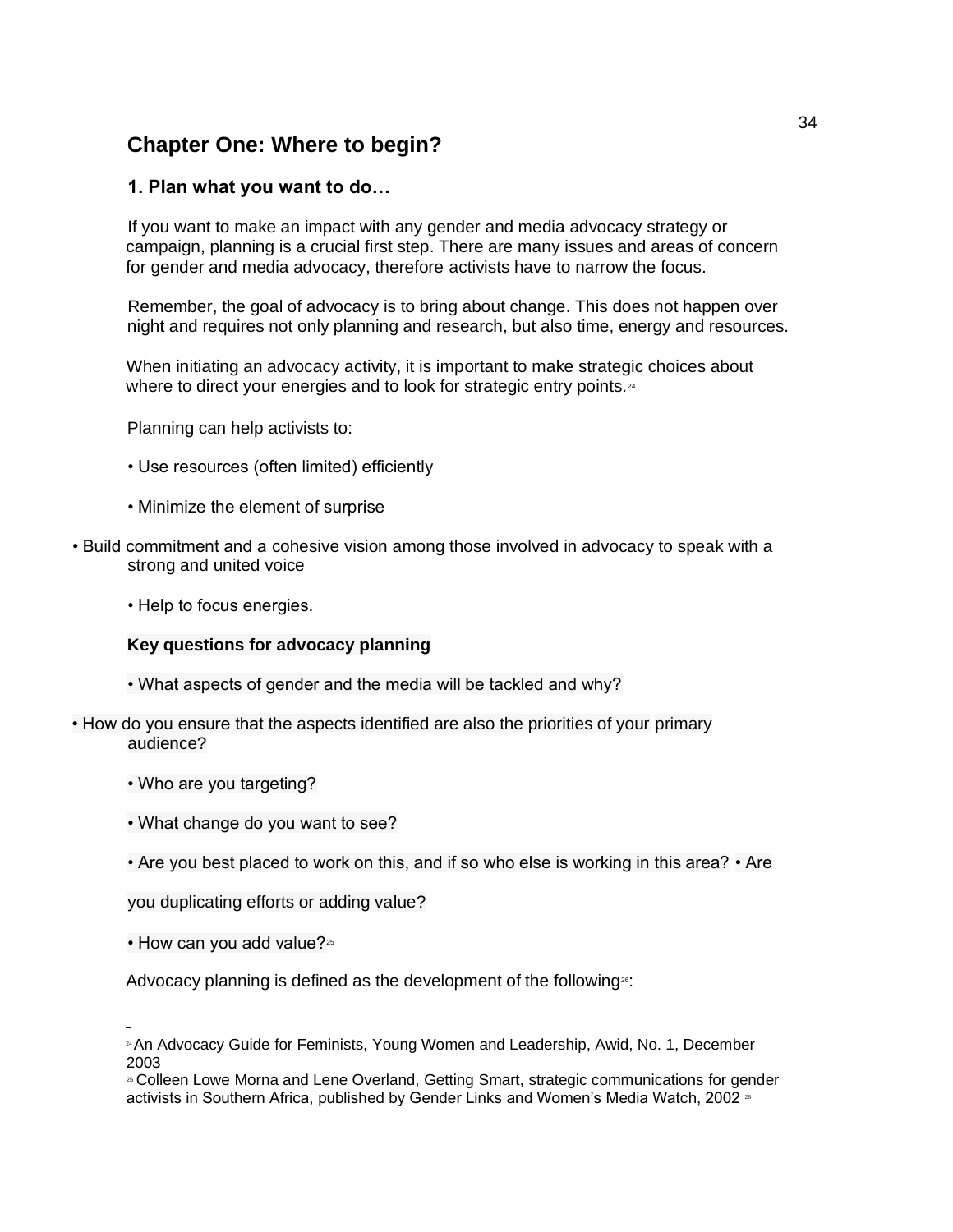## Chapter One: Where to begin?

### 1. Plan what you want to do…

If you want to make an impact with any gender and media advocacy strategy or campaign, planning is a crucial first step. There are many issues and areas of concern for gender and media advocacy, therefore activists have to narrow the focus.

Remember, the goal of advocacy is to bring about change. This does not happen over night and requires not only planning and research, but also time, energy and resources.

When initiating an advocacy activity, it is important to make strategic choices about where to direct your energies and to look for strategic entry points.[24]

Planning can help activists to:

- Use resources (often limited) efficiently
- Minimize the element of surprise
- Build commitment and a cohesive vision among those involved in advocacy to speak with a strong and united voice
- Help to focus energies.

**Key questions for advocacy planning**

- What aspects of gender and the media will be tackled and why?
- How do you ensure that the aspects identified are also the priorities of your primary audience?
- Who are you targeting?
- What change do you want to see?
- Are you best placed to work on this, and if so who else is working in this area?
- Are you duplicating efforts or adding value?
- How can you add value?[25]

Advocacy planning is defined as the development of the following[26]:

---

[24] An Advocacy Guide for Feminists, Young Women and Leadership, Awid, No. 1, December 2003

[25] Colleen Lowe Morna and Lene Overland, Getting Smart, strategic communications for gender activists in Southern Africa, published by Gender Links and Women's Media Watch, 2002 [26]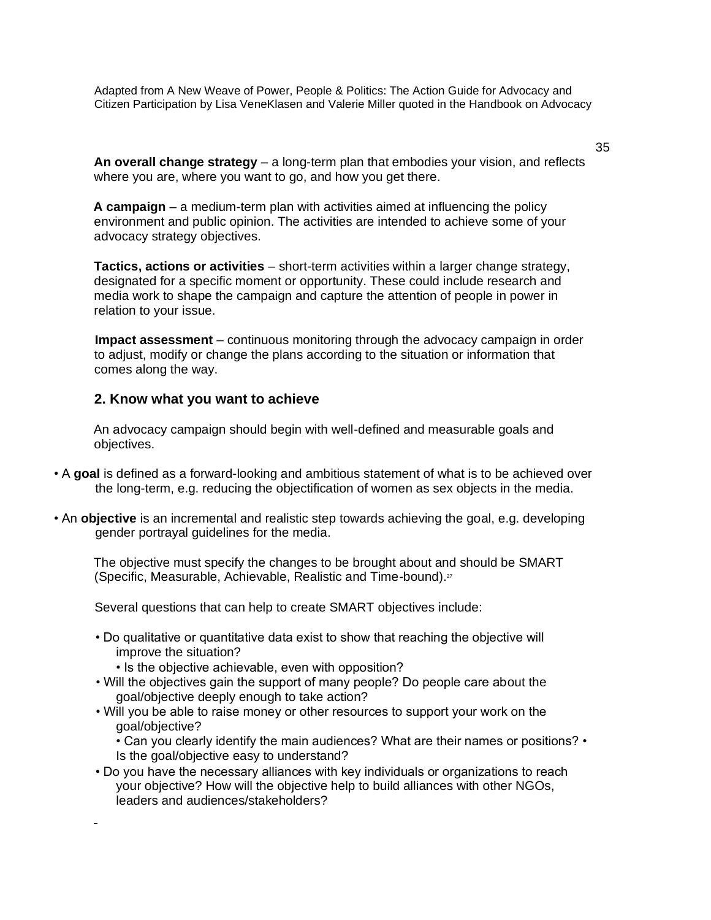Adapted from A New Weave of Power, People & Politics: The Action Guide for Advocacy and Citizen Participation by Lisa VeneKlasen and Valerie Miller quoted in the Handbook on Advocacy

**An overall change strategy** – a long-term plan that embodies your vision, and reflects where you are, where you want to go, and how you get there.

**A campaign** – a medium-term plan with activities aimed at influencing the policy environment and public opinion. The activities are intended to achieve some of your advocacy strategy objectives.

**Tactics, actions or activities** – short-term activities within a larger change strategy, designated for a specific moment or opportunity. These could include research and media work to shape the campaign and capture the attention of people in power in relation to your issue.

**Impact assessment** – continuous monitoring through the advocacy campaign in order to adjust, modify or change the plans according to the situation or information that comes along the way.

## 2. Know what you want to achieve

An advocacy campaign should begin with well-defined and measurable goals and objectives.

- A **goal** is defined as a forward-looking and ambitious statement of what is to be achieved over the long-term, e.g. reducing the objectification of women as sex objects in the media.
- An **objective** is an incremental and realistic step towards achieving the goal, e.g. developing gender portrayal guidelines for the media.

The objective must specify the changes to be brought about and should be SMART (Specific, Measurable, Achievable, Realistic and Time-bound).[27]

Several questions that can help to create SMART objectives include:

- Do qualitative or quantitative data exist to show that reaching the objective will improve the situation?
- Is the objective achievable, even with opposition?
- Will the objectives gain the support of many people? Do people care about the goal/objective deeply enough to take action?
- Will you be able to raise money or other resources to support your work on the goal/objective?
- Can you clearly identify the main audiences? What are their names or positions?
- Is the goal/objective easy to understand?
- Do you have the necessary alliances with key individuals or organizations to reach your objective? How will the objective help to build alliances with other NGOs, leaders and audiences/stakeholders?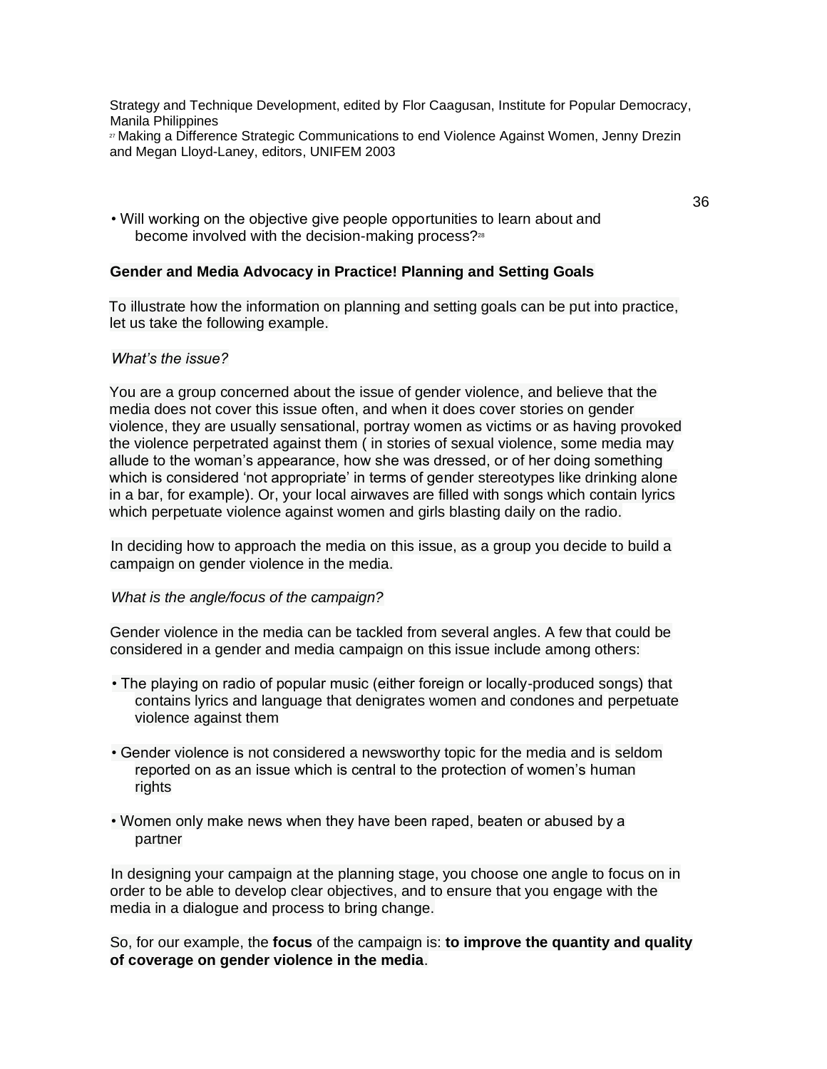Strategy and Technique Development, edited by Flor Caagusan, Institute for Popular Democracy, Manila Philippines

[27] Making a Difference Strategic Communications to end Violence Against Women, Jenny Drezin and Megan Lloyd-Laney, editors, UNIFEM 2003

- Will working on the objective give people opportunities to learn about and become involved with the decision-making process?[28]

**Gender and Media Advocacy in Practice! Planning and Setting Goals**

To illustrate how the information on planning and setting goals can be put into practice, let us take the following example.

*What's the issue?*

You are a group concerned about the issue of gender violence, and believe that the media does not cover this issue often, and when it does cover stories on gender violence, they are usually sensational, portray women as victims or as having provoked the violence perpetrated against them ( in stories of sexual violence, some media may allude to the woman's appearance, how she was dressed, or of her doing something which is considered 'not appropriate' in terms of gender stereotypes like drinking alone in a bar, for example). Or, your local airwaves are filled with songs which contain lyrics which perpetuate violence against women and girls blasting daily on the radio.

In deciding how to approach the media on this issue, as a group you decide to build a campaign on gender violence in the media.

*What is the angle/focus of the campaign?*

Gender violence in the media can be tackled from several angles. A few that could be considered in a gender and media campaign on this issue include among others:

- The playing on radio of popular music (either foreign or locally-produced songs) that contains lyrics and language that denigrates women and condones and perpetuate violence against them

- Gender violence is not considered a newsworthy topic for the media and is seldom reported on as an issue which is central to the protection of women's human rights

- Women only make news when they have been raped, beaten or abused by a partner

In designing your campaign at the planning stage, you choose one angle to focus on in order to be able to develop clear objectives, and to ensure that you engage with the media in a dialogue and process to bring change.

So, for our example, the **focus** of the campaign is: **to improve the quantity and quality of coverage on gender violence in the media**.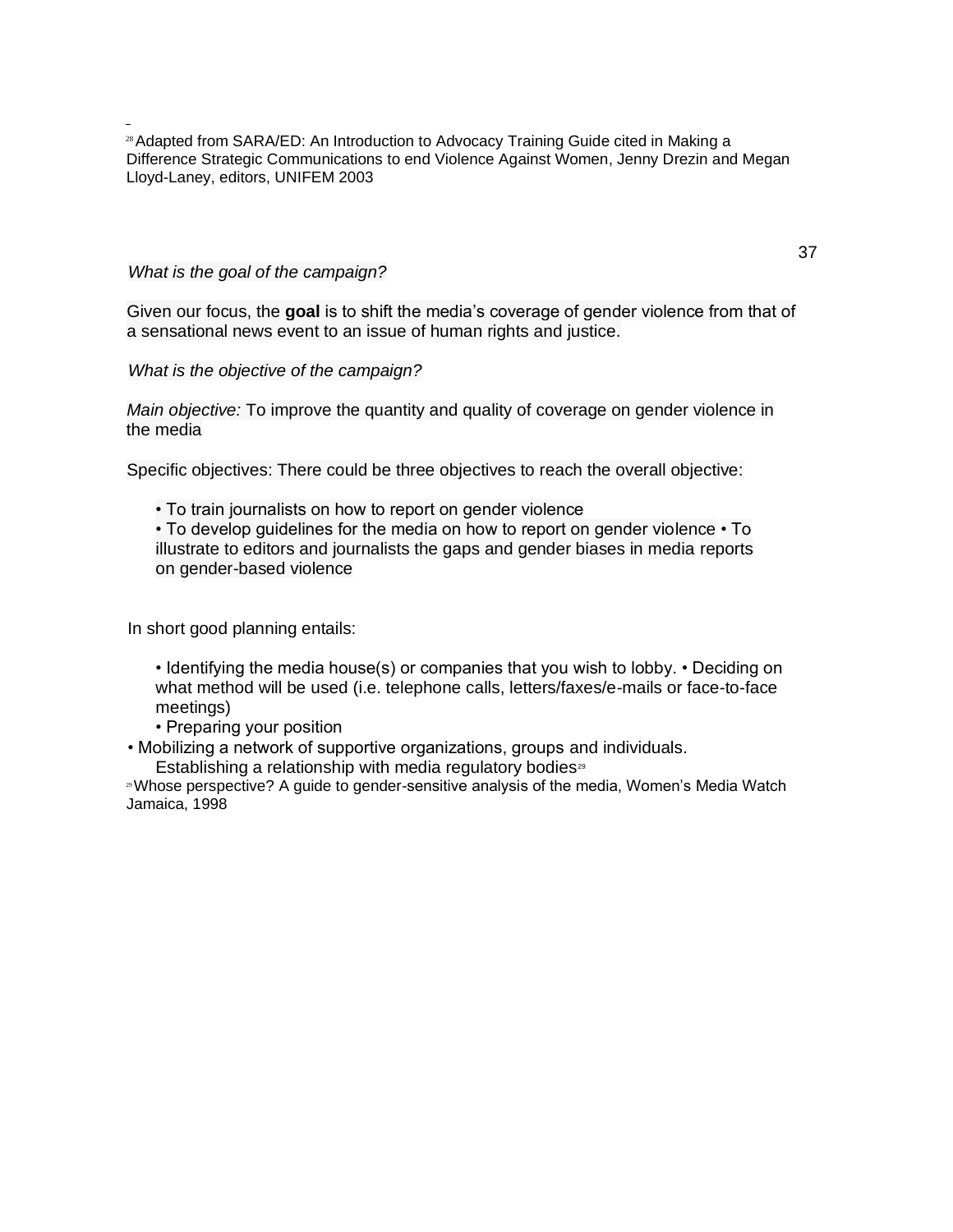[28] Adapted from SARA/ED: An Introduction to Advocacy Training Guide cited in Making a Difference Strategic Communications to end Violence Against Women, Jenny Drezin and Megan Lloyd-Laney, editors, UNIFEM 2003

*What is the goal of the campaign?*

Given our focus, the **goal** is to shift the media's coverage of gender violence from that of a sensational news event to an issue of human rights and justice.

*What is the objective of the campaign?*

*Main objective:* To improve the quantity and quality of coverage on gender violence in the media

Specific objectives: There could be three objectives to reach the overall objective:

- To train journalists on how to report on gender violence
- To develop guidelines for the media on how to report on gender violence
- To illustrate to editors and journalists the gaps and gender biases in media reports on gender-based violence

In short good planning entails:

- Identifying the media house(s) or companies that you wish to lobby.
- Deciding on what method will be used (i.e. telephone calls, letters/faxes/e-mails or face-to-face meetings)
- Preparing your position
- Mobilizing a network of supportive organizations, groups and individuals.
- Establishing a relationship with media regulatory bodies[29]

[29] Whose perspective? A guide to gender-sensitive analysis of the media, Women's Media Watch Jamaica, 1998